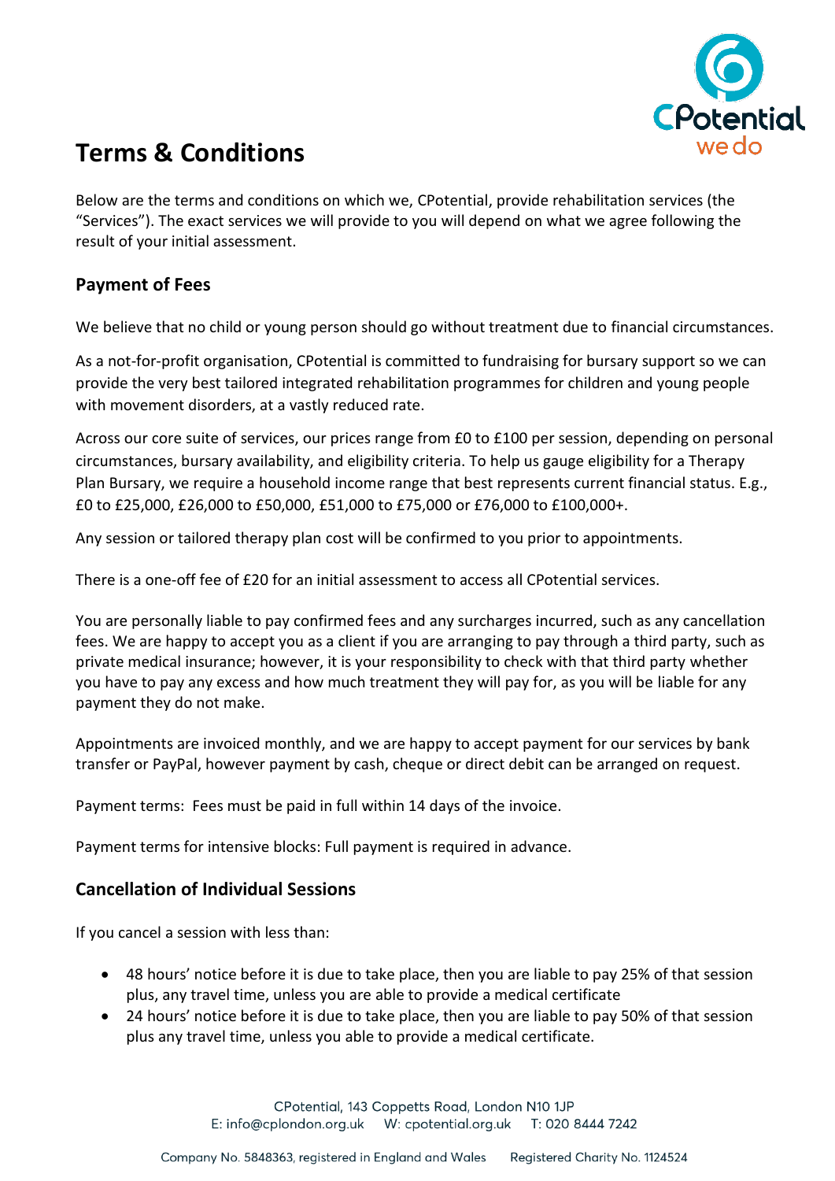# Terms & Conditions

Below are the terms and conditions on which we, CPotential, provide rehabilitation services (the "Services"). The exact services we will provide to you will depend on what we agree following the result of your initial assessment.

## Payment of Fees

We believe that no child or young person should go without treatment due to financial circumstances.

As a not-for-profit organisation, CPotential is committed to fundraising for bursary support so we can provide the very best tailored integrated rehabilitation programmes for children and young people with movement disorders, at a vastly reduced rate.

Across our core suite of services, our prices range from £0 to £100 per session, depending on personal circumstances, bursary availability, and eligibility criteria. To help us gauge eligibility for a Therapy Plan Bursary, we require a household income range that best represents current financial status. E.g., £0 to £25,000, £26,000 to £50,000, £51,000 to £75,000 or £76,000 to £100,000+.

Any session or tailored therapy plan cost will be confirmed to you prior to appointments.

There is a one-off fee of £20 for an initial assessment to access all CPotential services.

You are personally liable to pay confirmed fees and any surcharges incurred, such as any cancellation fees. We are happy to accept you as a client if you are arranging to pay through a third party, such as private medical insurance; however, it is your responsibility to check with that third party whether you have to pay any excess and how much treatment they will pay for, as you will be liable for any payment they do not make.

Appointments are invoiced monthly, and we are happy to accept payment for our services by bank transfer or PayPal, however payment by cash, cheque or direct debit can be arranged on request.

Payment terms: Fees must be paid in full within 14 days of the invoice.

Payment terms for intensive blocks: Full payment is required in advance.

## Cancellation of Individual Sessions

If you cancel a session with less than:

- 48 hours' notice before it is due to take place, then you are liable to pay 25% of that session plus, any travel time, unless you are able to provide a medical certificate
- 24 hours' notice before it is due to take place, then you are liable to pay 50% of that session plus any travel time, unless you able to provide a medical certificate.

CPotential, 143 Coppetts Road, London N10 1JP
E: info@cplondon.org.uk W: cpotential.org.uk T: 020 8444 7242

Company No. 5848363, registered in England and Wales Registered Charity No. 1124524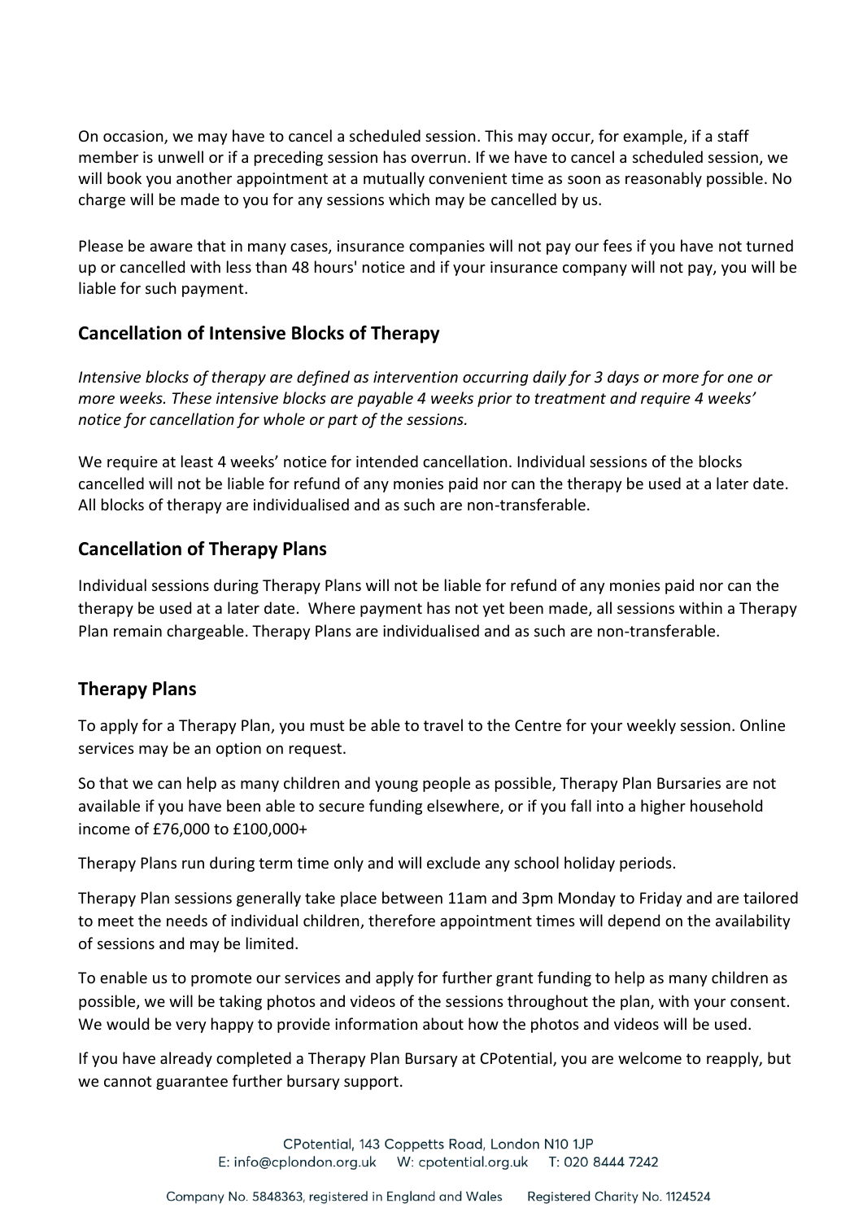On occasion, we may have to cancel a scheduled session. This may occur, for example, if a staff member is unwell or if a preceding session has overrun. If we have to cancel a scheduled session, we will book you another appointment at a mutually convenient time as soon as reasonably possible. No charge will be made to you for any sessions which may be cancelled by us.

Please be aware that in many cases, insurance companies will not pay our fees if you have not turned up or cancelled with less than 48 hours' notice and if your insurance company will not pay, you will be liable for such payment.

## Cancellation of Intensive Blocks of Therapy

*Intensive blocks of therapy are defined as intervention occurring daily for 3 days or more for one or more weeks. These intensive blocks are payable 4 weeks prior to treatment and require 4 weeks' notice for cancellation for whole or part of the sessions.*

We require at least 4 weeks' notice for intended cancellation. Individual sessions of the blocks cancelled will not be liable for refund of any monies paid nor can the therapy be used at a later date. All blocks of therapy are individualised and as such are non-transferable.

## Cancellation of Therapy Plans

Individual sessions during Therapy Plans will not be liable for refund of any monies paid nor can the therapy be used at a later date. Where payment has not yet been made, all sessions within a Therapy Plan remain chargeable. Therapy Plans are individualised and as such are non-transferable.

## Therapy Plans

To apply for a Therapy Plan, you must be able to travel to the Centre for your weekly session. Online services may be an option on request.

So that we can help as many children and young people as possible, Therapy Plan Bursaries are not available if you have been able to secure funding elsewhere, or if you fall into a higher household income of £76,000 to £100,000+

Therapy Plans run during term time only and will exclude any school holiday periods.

Therapy Plan sessions generally take place between 11am and 3pm Monday to Friday and are tailored to meet the needs of individual children, therefore appointment times will depend on the availability of sessions and may be limited.

To enable us to promote our services and apply for further grant funding to help as many children as possible, we will be taking photos and videos of the sessions throughout the plan, with your consent. We would be very happy to provide information about how the photos and videos will be used.

If you have already completed a Therapy Plan Bursary at CPotential, you are welcome to reapply, but we cannot guarantee further bursary support.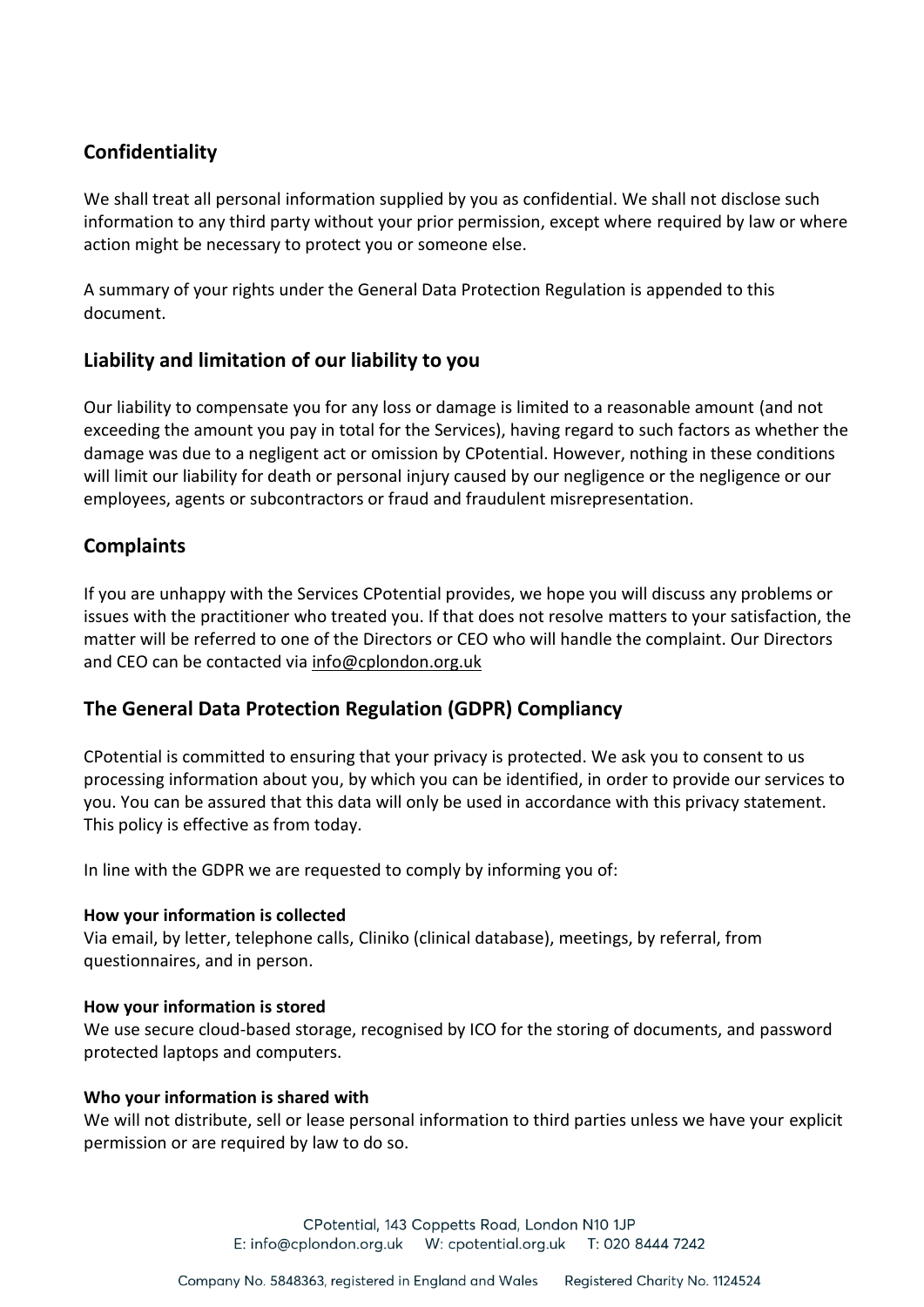## Confidentiality

We shall treat all personal information supplied by you as confidential. We shall not disclose such information to any third party without your prior permission, except where required by law or where action might be necessary to protect you or someone else.

A summary of your rights under the General Data Protection Regulation is appended to this document.

## Liability and limitation of our liability to you

Our liability to compensate you for any loss or damage is limited to a reasonable amount (and not exceeding the amount you pay in total for the Services), having regard to such factors as whether the damage was due to a negligent act or omission by CPotential. However, nothing in these conditions will limit our liability for death or personal injury caused by our negligence or the negligence or our employees, agents or subcontractors or fraud and fraudulent misrepresentation.

## Complaints

If you are unhappy with the Services CPotential provides, we hope you will discuss any problems or issues with the practitioner who treated you. If that does not resolve matters to your satisfaction, the matter will be referred to one of the Directors or CEO who will handle the complaint. Our Directors and CEO can be contacted via info@cplondon.org.uk

## The General Data Protection Regulation (GDPR) Compliancy

CPotential is committed to ensuring that your privacy is protected. We ask you to consent to us processing information about you, by which you can be identified, in order to provide our services to you. You can be assured that this data will only be used in accordance with this privacy statement. This policy is effective as from today.

In line with the GDPR we are requested to comply by informing you of:

**How your information is collected**
Via email, by letter, telephone calls, Cliniko (clinical database), meetings, by referral, from questionnaires, and in person.

**How your information is stored**
We use secure cloud-based storage, recognised by ICO for the storing of documents, and password protected laptops and computers.

**Who your information is shared with**
We will not distribute, sell or lease personal information to third parties unless we have your explicit permission or are required by law to do so.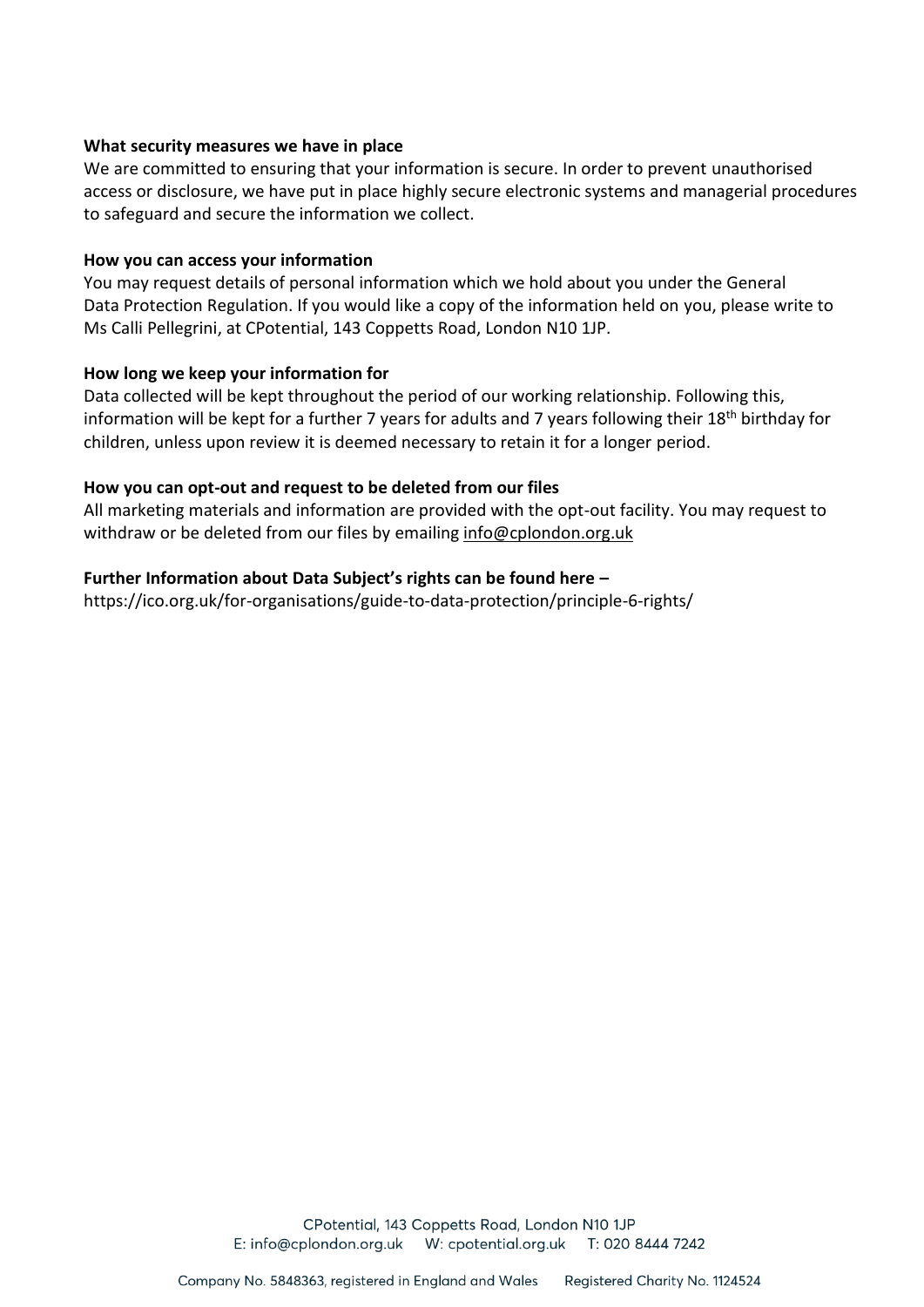**What security measures we have in place**

We are committed to ensuring that your information is secure. In order to prevent unauthorised access or disclosure, we have put in place highly secure electronic systems and managerial procedures to safeguard and secure the information we collect.

**How you can access your information**

You may request details of personal information which we hold about you under the General Data Protection Regulation. If you would like a copy of the information held on you, please write to Ms Calli Pellegrini, at CPotential, 143 Coppetts Road, London N10 1JP.

**How long we keep your information for**

Data collected will be kept throughout the period of our working relationship. Following this, information will be kept for a further 7 years for adults and 7 years following their 18th birthday for children, unless upon review it is deemed necessary to retain it for a longer period.

**How you can opt-out and request to be deleted from our files**

All marketing materials and information are provided with the opt-out facility. You may request to withdraw or be deleted from our files by emailing info@cplondon.org.uk

**Further Information about Data Subject's rights can be found here –**

https://ico.org.uk/for-organisations/guide-to-data-protection/principle-6-rights/